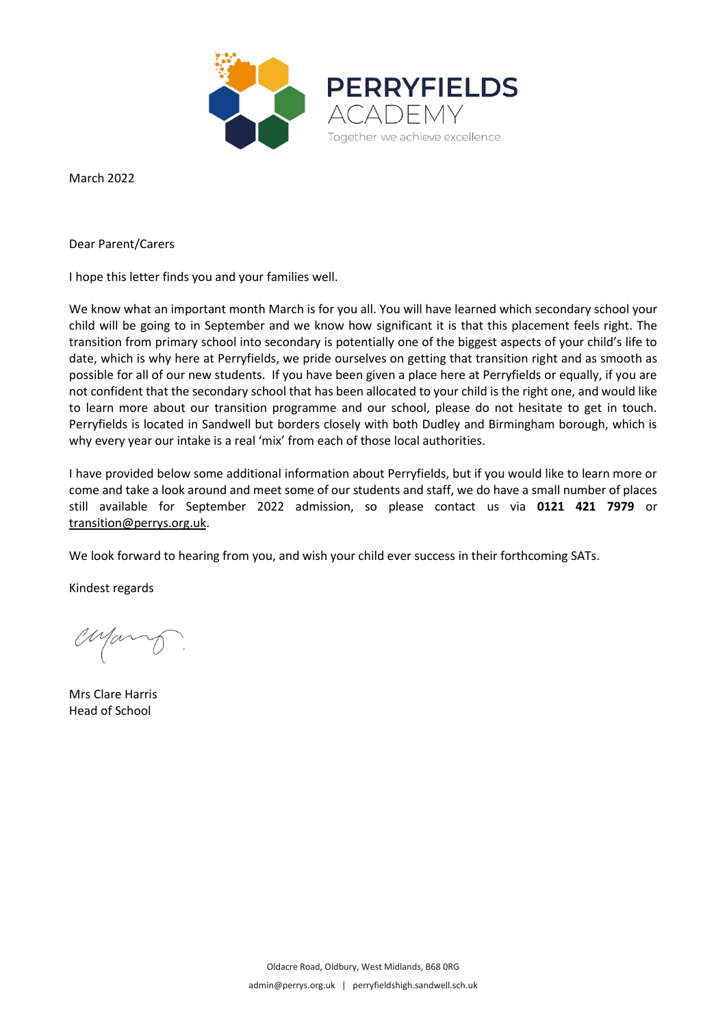PERRYFIELDS ACADEMY

Together we achieve excellence

March 2022

Dear Parent/Carers

I hope this letter finds you and your families well.

We know what an important month March is for you all. You will have learned which secondary school your child will be going to in September and we know how significant it is that this placement feels right. The transition from primary school into secondary is potentially one of the biggest aspects of your child's life to date, which is why here at Perryfields, we pride ourselves on getting that transition right and as smooth as possible for all of our new students. If you have been given a place here at Perryfields or equally, if you are not confident that the secondary school that has been allocated to your child is the right one, and would like to learn more about our transition programme and our school, please do not hesitate to get in touch. Perryfields is located in Sandwell but borders closely with both Dudley and Birmingham borough, which is why every year our intake is a real 'mix' from each of those local authorities.

I have provided below some additional information about Perryfields, but if you would like to learn more or come and take a look around and meet some of our students and staff, we do have a small number of places still available for September 2022 admission, so please contact us via **0121 421 7979** or transition@perrys.org.uk.

We look forward to hearing from you, and wish your child ever success in their forthcoming SATs.

Kindest regards

Mrs Clare Harris
Head of School

Oldacre Road, Oldbury, West Midlands, B68 0RG

admin@perrys.org.uk | perryfieldshigh.sandwell.sch.uk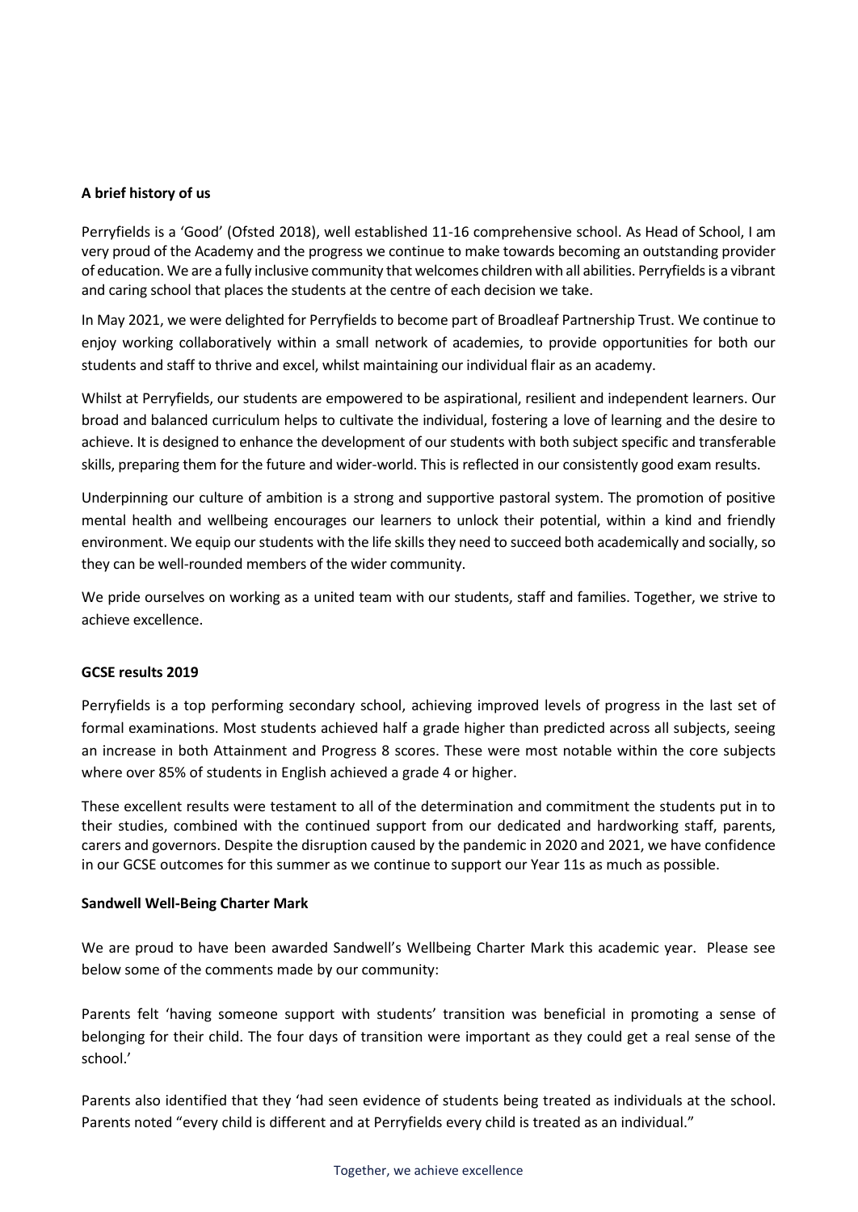**A brief history of us**

Perryfields is a 'Good' (Ofsted 2018), well established 11-16 comprehensive school. As Head of School, I am very proud of the Academy and the progress we continue to make towards becoming an outstanding provider of education. We are a fully inclusive community that welcomes children with all abilities. Perryfields is a vibrant and caring school that places the students at the centre of each decision we take.

In May 2021, we were delighted for Perryfields to become part of Broadleaf Partnership Trust. We continue to enjoy working collaboratively within a small network of academies, to provide opportunities for both our students and staff to thrive and excel, whilst maintaining our individual flair as an academy.

Whilst at Perryfields, our students are empowered to be aspirational, resilient and independent learners. Our broad and balanced curriculum helps to cultivate the individual, fostering a love of learning and the desire to achieve. It is designed to enhance the development of our students with both subject specific and transferable skills, preparing them for the future and wider-world. This is reflected in our consistently good exam results.

Underpinning our culture of ambition is a strong and supportive pastoral system. The promotion of positive mental health and wellbeing encourages our learners to unlock their potential, within a kind and friendly environment. We equip our students with the life skills they need to succeed both academically and socially, so they can be well-rounded members of the wider community.

We pride ourselves on working as a united team with our students, staff and families. Together, we strive to achieve excellence.

**GCSE results 2019**

Perryfields is a top performing secondary school, achieving improved levels of progress in the last set of formal examinations. Most students achieved half a grade higher than predicted across all subjects, seeing an increase in both Attainment and Progress 8 scores. These were most notable within the core subjects where over 85% of students in English achieved a grade 4 or higher.

These excellent results were testament to all of the determination and commitment the students put in to their studies, combined with the continued support from our dedicated and hardworking staff, parents, carers and governors. Despite the disruption caused by the pandemic in 2020 and 2021, we have confidence in our GCSE outcomes for this summer as we continue to support our Year 11s as much as possible.

**Sandwell Well-Being Charter Mark**

We are proud to have been awarded Sandwell's Wellbeing Charter Mark this academic year. Please see below some of the comments made by our community:

Parents felt 'having someone support with students' transition was beneficial in promoting a sense of belonging for their child. The four days of transition were important as they could get a real sense of the school.'

Parents also identified that they 'had seen evidence of students being treated as individuals at the school. Parents noted "every child is different and at Perryfields every child is treated as an individual."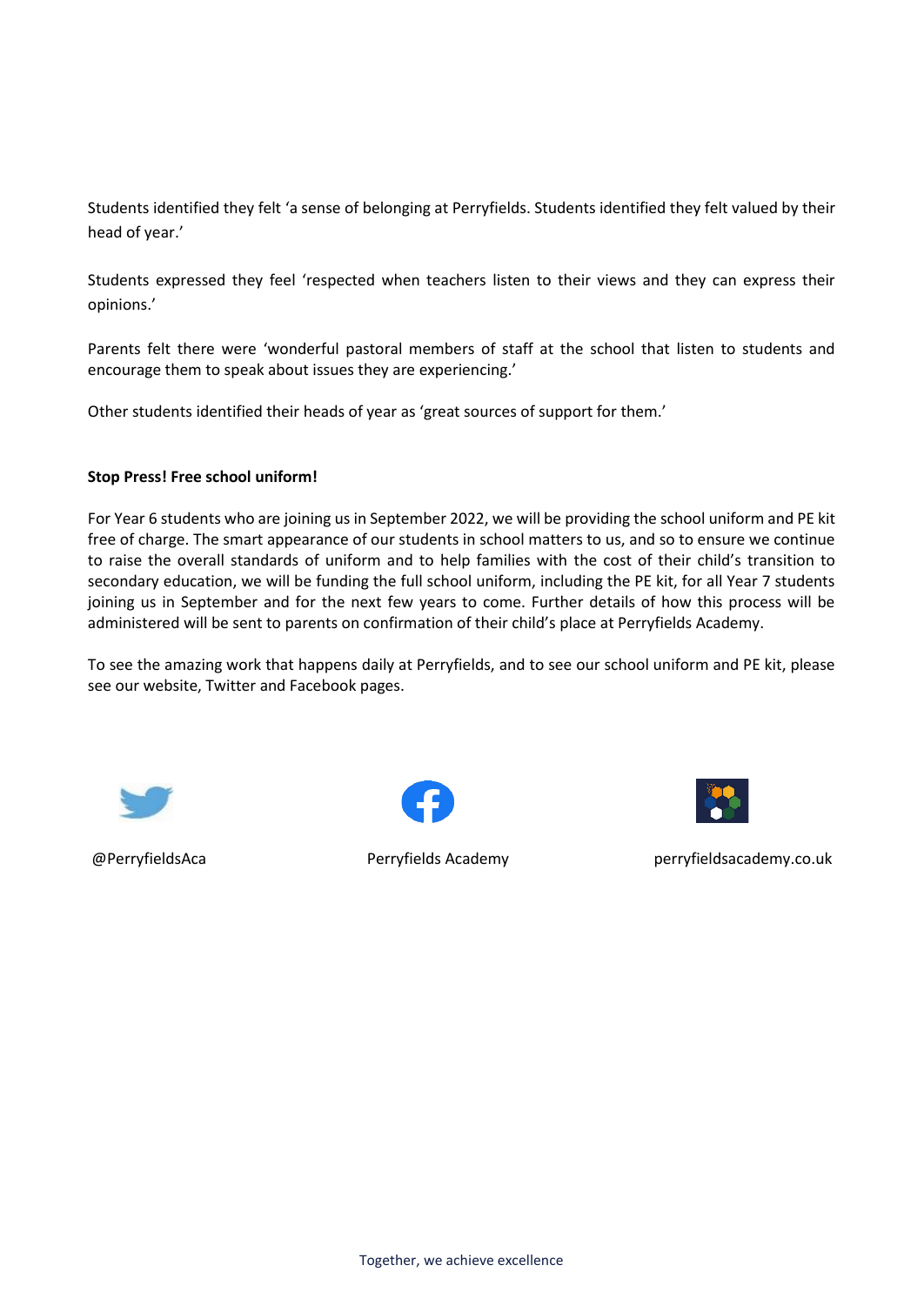Students identified they felt 'a sense of belonging at Perryfields. Students identified they felt valued by their head of year.'

Students expressed they feel 'respected when teachers listen to their views and they can express their opinions.'

Parents felt there were 'wonderful pastoral members of staff at the school that listen to students and encourage them to speak about issues they are experiencing.'

Other students identified their heads of year as 'great sources of support for them.'

**Stop Press! Free school uniform!**

For Year 6 students who are joining us in September 2022, we will be providing the school uniform and PE kit free of charge. The smart appearance of our students in school matters to us, and so to ensure we continue to raise the overall standards of uniform and to help families with the cost of their child's transition to secondary education, we will be funding the full school uniform, including the PE kit, for all Year 7 students joining us in September and for the next few years to come. Further details of how this process will be administered will be sent to parents on confirmation of their child's place at Perryfields Academy.

To see the amazing work that happens daily at Perryfields, and to see our school uniform and PE kit, please see our website, Twitter and Facebook pages.

@PerryfieldsAca

Perryfields Academy

perryfieldsacademy.co.uk